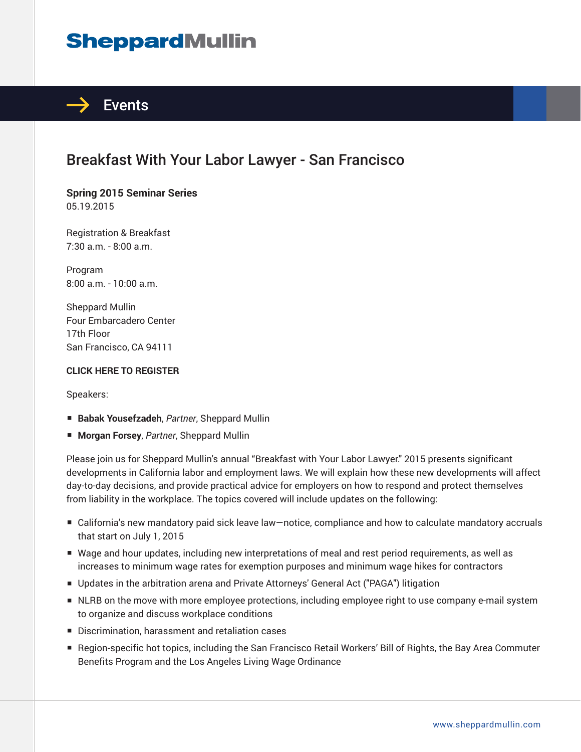# SheppardMullin

## Events

# Breakfast With Your Labor Lawyer - San Francisco

**Spring 2015 Seminar Series**
05.19.2015

Registration & Breakfast
7:30 a.m. - 8:00 a.m.

Program
8:00 a.m. - 10:00 a.m.

Sheppard Mullin
Four Embarcadero Center
17th Floor
San Francisco, CA 94111

**CLICK HERE TO REGISTER**

Speakers:

- **Babak Yousefzadeh**, *Partner*, Sheppard Mullin
- **Morgan Forsey**, *Partner*, Sheppard Mullin

Please join us for Sheppard Mullin's annual "Breakfast with Your Labor Lawyer." 2015 presents significant developments in California labor and employment laws. We will explain how these new developments will affect day-to-day decisions, and provide practical advice for employers on how to respond and protect themselves from liability in the workplace. The topics covered will include updates on the following:

- California's new mandatory paid sick leave law—notice, compliance and how to calculate mandatory accruals that start on July 1, 2015
- Wage and hour updates, including new interpretations of meal and rest period requirements, as well as increases to minimum wage rates for exemption purposes and minimum wage hikes for contractors
- Updates in the arbitration arena and Private Attorneys' General Act ("PAGA") litigation
- NLRB on the move with more employee protections, including employee right to use company e-mail system to organize and discuss workplace conditions
- Discrimination, harassment and retaliation cases
- Region-specific hot topics, including the San Francisco Retail Workers' Bill of Rights, the Bay Area Commuter Benefits Program and the Los Angeles Living Wage Ordinance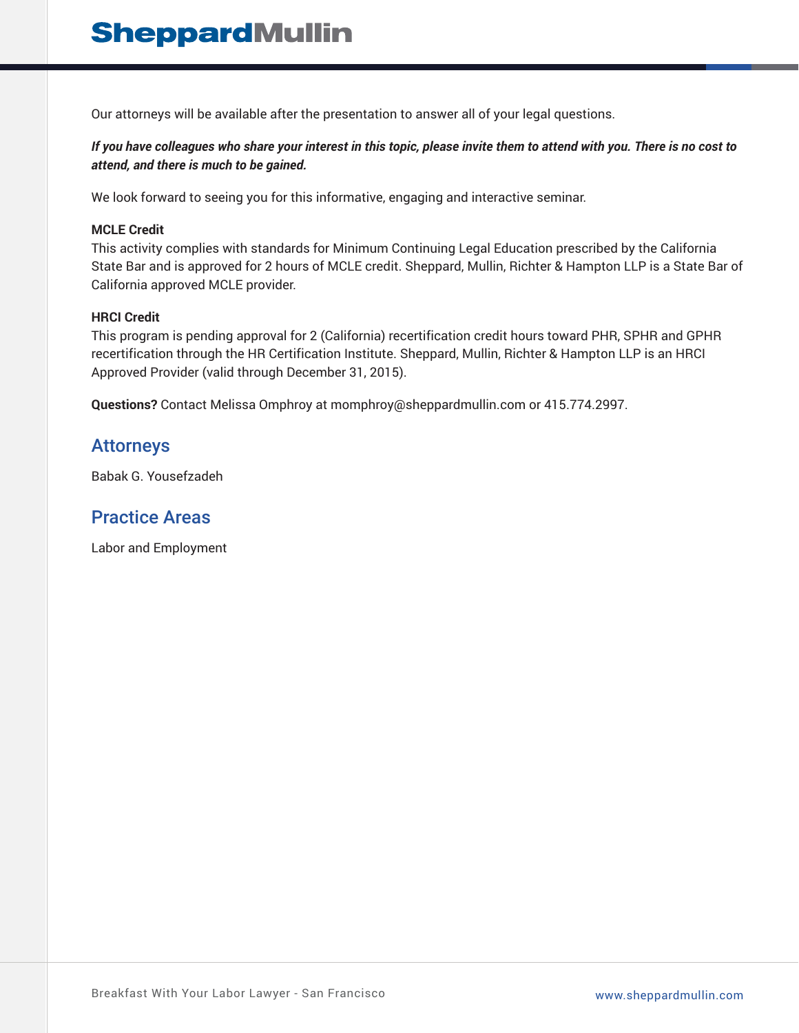Our attorneys will be available after the presentation to answer all of your legal questions.

***If you have colleagues who share your interest in this topic, please invite them to attend with you. There is no cost to attend, and there is much to be gained.***

We look forward to seeing you for this informative, engaging and interactive seminar.

**MCLE Credit**
This activity complies with standards for Minimum Continuing Legal Education prescribed by the California State Bar and is approved for 2 hours of MCLE credit. Sheppard, Mullin, Richter & Hampton LLP is a State Bar of California approved MCLE provider.

**HRCI Credit**
This program is pending approval for 2 (California) recertification credit hours toward PHR, SPHR and GPHR recertification through the HR Certification Institute. Sheppard, Mullin, Richter & Hampton LLP is an HRCI Approved Provider (valid through December 31, 2015).

**Questions?** Contact Melissa Omphroy at momphroy@sheppardmullin.com or 415.774.2997.

## Attorneys

Babak G. Yousefzadeh

## Practice Areas

Labor and Employment